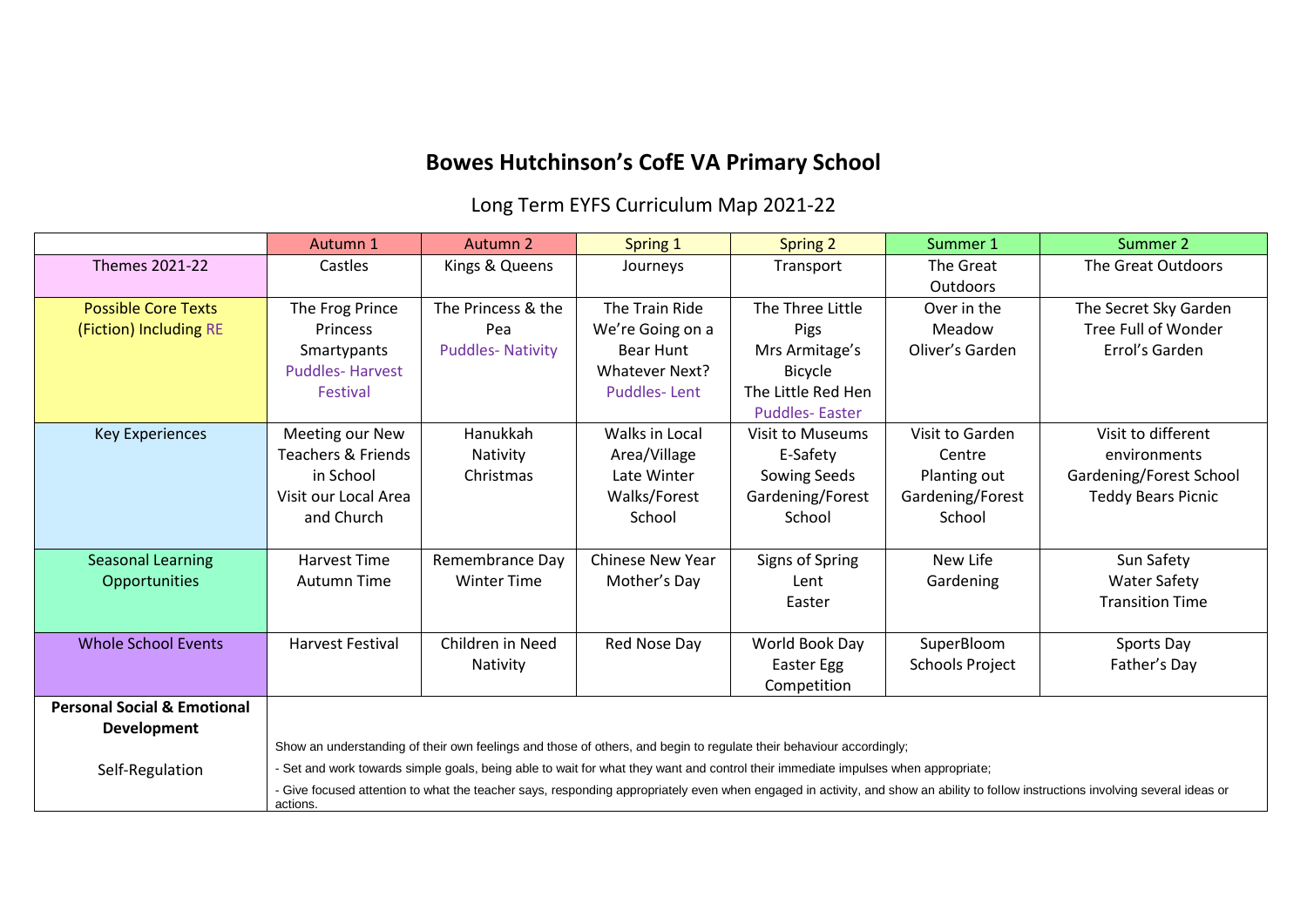# Bowes Hutchinson's CofE VA Primary School

## Long Term EYFS Curriculum Map 2021-22

| | Autumn 1 | Autumn 2 | Spring 1 | Spring 2 | Summer 1 | Summer 2 |
|---|---|---|---|---|---|---|
| Themes 2021-22 | Castles | Kings & Queens | Journeys | Transport | The Great Outdoors | The Great Outdoors |
| Possible Core Texts (Fiction) Including RE | The Frog Prince<br>Princess Smartypants<br>Puddles- Harvest Festival | The Princess & the Pea<br>Puddles- Nativity | The Train Ride<br>We're Going on a Bear Hunt<br>Whatever Next?<br>Puddles- Lent | The Three Little Pigs<br>Mrs Armitage's Bicycle<br>The Little Red Hen<br>Puddles- Easter | Over in the Meadow<br>Oliver's Garden | The Secret Sky Garden<br>Tree Full of Wonder<br>Errol's Garden |
| Key Experiences | Meeting our New Teachers & Friends in School<br>Visit our Local Area and Church | Hanukkah<br>Nativity<br>Christmas | Walks in Local Area/Village<br>Late Winter Walks/Forest School | Visit to Museums<br>E-Safety<br>Sowing Seeds<br>Gardening/Forest School | Visit to Garden Centre<br>Planting out<br>Gardening/Forest School | Visit to different environments<br>Gardening/Forest School<br>Teddy Bears Picnic |
| Seasonal Learning Opportunities | Harvest Time<br>Autumn Time | Remembrance Day<br>Winter Time | Chinese New Year<br>Mother's Day | Signs of Spring<br>Lent<br>Easter | New Life<br>Gardening | Sun Safety<br>Water Safety<br>Transition Time |
| Whole School Events | Harvest Festival | Children in Need<br>Nativity | Red Nose Day | World Book Day<br>Easter Egg Competition | SuperBloom Schools Project | Sports Day<br>Father's Day |
| **Personal Social & Emotional Development**<br><br>Self-Regulation | Show an understanding of their own feelings and those of others, and begin to regulate their behaviour accordingly;<br>- Set and work towards simple goals, being able to wait for what they want and control their immediate impulses when appropriate;<br>- Give focused attention to what the teacher says, responding appropriately even when engaged in activity, and show an ability to follow instructions involving several ideas or actions. | | | | | |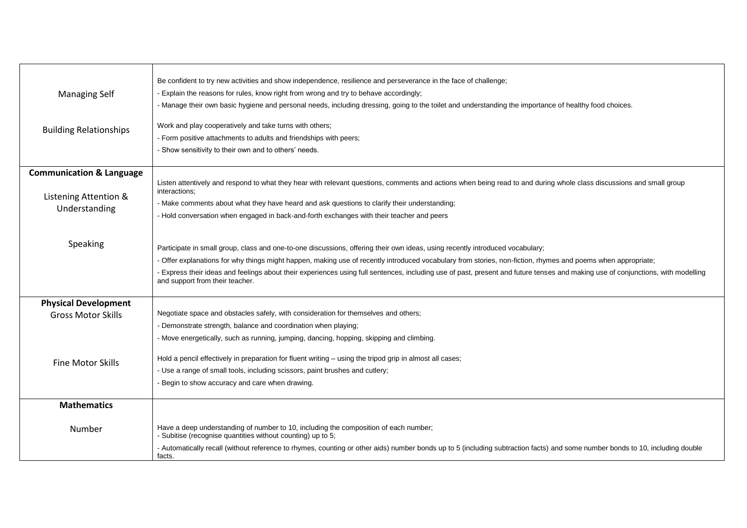| | |
|---|---|
| Managing Self | Be confident to try new activities and show independence, resilience and perseverance in the face of challenge;<br>- Explain the reasons for rules, know right from wrong and try to behave accordingly;<br>- Manage their own basic hygiene and personal needs, including dressing, going to the toilet and understanding the importance of healthy food choices. |
| Building Relationships | Work and play cooperatively and take turns with others;<br>- Form positive attachments to adults and friendships with peers;<br>- Show sensitivity to their own and to others' needs. |
| **Communication & Language**<br><br>Listening Attention & Understanding | Listen attentively and respond to what they hear with relevant questions, comments and actions when being read to and during whole class discussions and small group interactions;<br>- Make comments about what they have heard and ask questions to clarify their understanding;<br>- Hold conversation when engaged in back-and-forth exchanges with their teacher and peers |
| Speaking | Participate in small group, class and one-to-one discussions, offering their own ideas, using recently introduced vocabulary;<br>- Offer explanations for why things might happen, making use of recently introduced vocabulary from stories, non-fiction, rhymes and poems when appropriate;<br>- Express their ideas and feelings about their experiences using full sentences, including use of past, present and future tenses and making use of conjunctions, with modelling and support from their teacher. |
| **Physical Development**<br>Gross Motor Skills | Negotiate space and obstacles safely, with consideration for themselves and others;<br>- Demonstrate strength, balance and coordination when playing;<br>- Move energetically, such as running, jumping, dancing, hopping, skipping and climbing. |
| Fine Motor Skills | Hold a pencil effectively in preparation for fluent writing – using the tripod grip in almost all cases;<br>- Use a range of small tools, including scissors, paint brushes and cutlery;<br>- Begin to show accuracy and care when drawing. |
| **Mathematics**<br><br>Number | Have a deep understanding of number to 10, including the composition of each number;<br>- Subitise (recognise quantities without counting) up to 5;<br>- Automatically recall (without reference to rhymes, counting or other aids) number bonds up to 5 (including subtraction facts) and some number bonds to 10, including double facts. |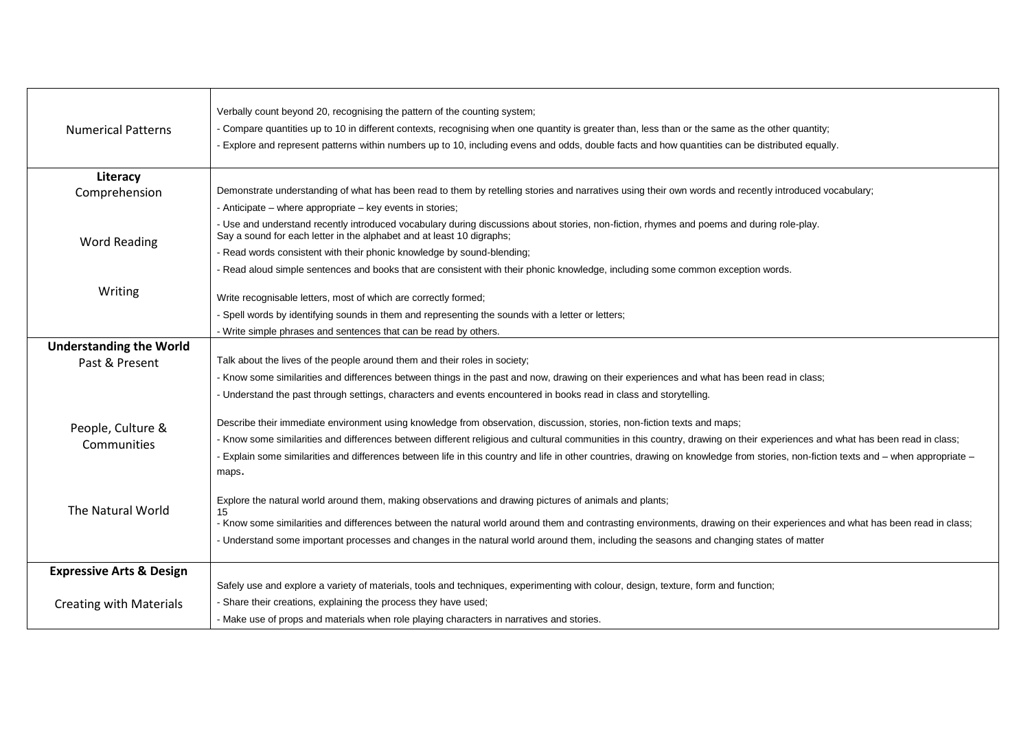| | |
|---|---|
| Numerical Patterns | Verbally count beyond 20, recognising the pattern of the counting system;<br>- Compare quantities up to 10 in different contexts, recognising when one quantity is greater than, less than or the same as the other quantity;<br>- Explore and represent patterns within numbers up to 10, including evens and odds, double facts and how quantities can be distributed equally. |
| **Literacy**<br>Comprehension | Demonstrate understanding of what has been read to them by retelling stories and narratives using their own words and recently introduced vocabulary;<br>- Anticipate – where appropriate – key events in stories;<br>- Use and understand recently introduced vocabulary during discussions about stories, non-fiction, rhymes and poems and during role-play. |
| Word Reading | Say a sound for each letter in the alphabet and at least 10 digraphs;<br>- Read words consistent with their phonic knowledge by sound-blending;<br>- Read aloud simple sentences and books that are consistent with their phonic knowledge, including some common exception words. |
| Writing | Write recognisable letters, most of which are correctly formed;<br>- Spell words by identifying sounds in them and representing the sounds with a letter or letters;<br>- Write simple phrases and sentences that can be read by others. |
| **Understanding the World**<br>Past & Present | Talk about the lives of the people around them and their roles in society;<br>- Know some similarities and differences between things in the past and now, drawing on their experiences and what has been read in class;<br>- Understand the past through settings, characters and events encountered in books read in class and storytelling. |
| People, Culture & Communities | Describe their immediate environment using knowledge from observation, discussion, stories, non-fiction texts and maps;<br>- Know some similarities and differences between different religious and cultural communities in this country, drawing on their experiences and what has been read in class;<br>- Explain some similarities and differences between life in this country and life in other countries, drawing on knowledge from stories, non-fiction texts and – when appropriate – maps. |
| The Natural World | Explore the natural world around them, making observations and drawing pictures of animals and plants;<br>15<br>- Know some similarities and differences between the natural world around them and contrasting environments, drawing on their experiences and what has been read in class;<br>- Understand some important processes and changes in the natural world around them, including the seasons and changing states of matter |
| **Expressive Arts & Design**<br>Creating with Materials | Safely use and explore a variety of materials, tools and techniques, experimenting with colour, design, texture, form and function;<br>- Share their creations, explaining the process they have used;<br>- Make use of props and materials when role playing characters in narratives and stories. |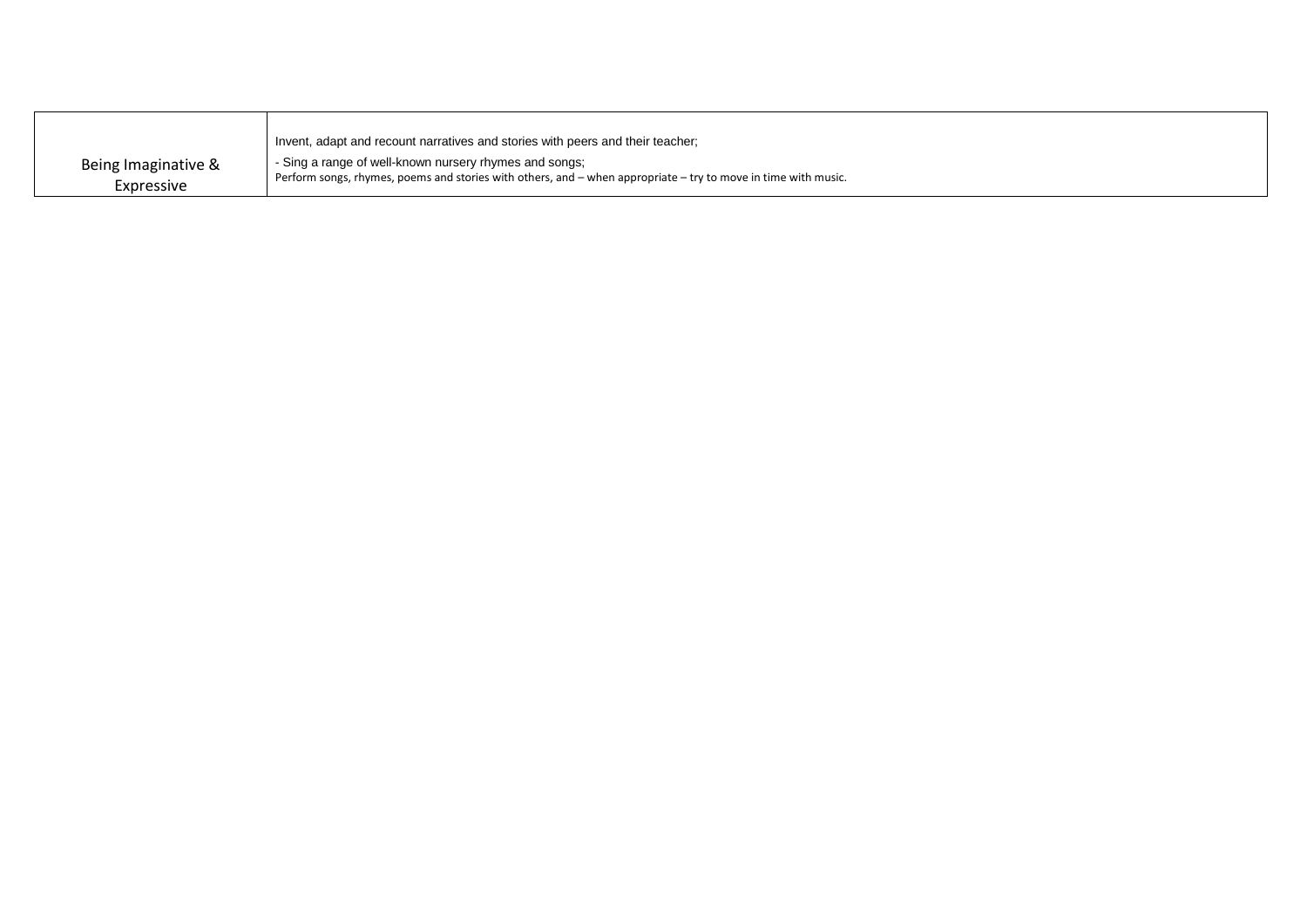| | |
|---|---|
| Being Imaginative & Expressive | Invent, adapt and recount narratives and stories with peers and their teacher;<br>- Sing a range of well-known nursery rhymes and songs;<br>Perform songs, rhymes, poems and stories with others, and – when appropriate – try to move in time with music. |